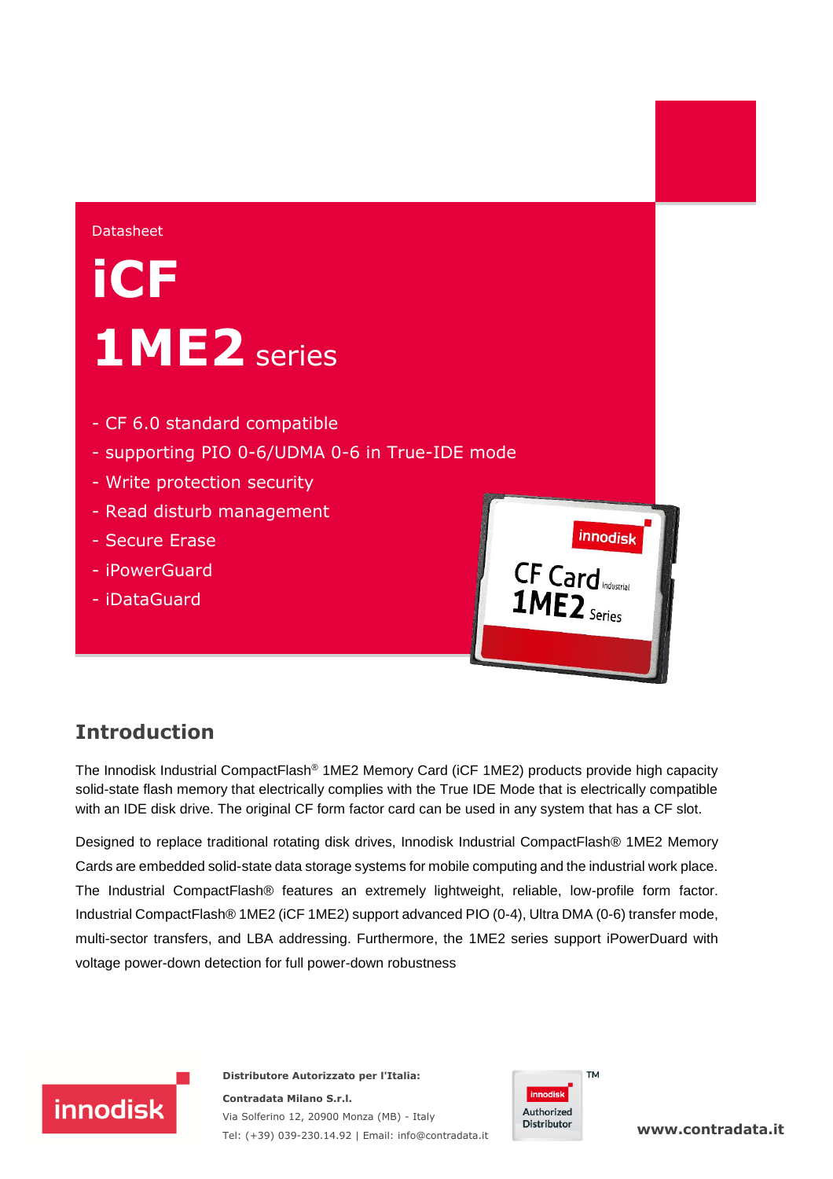Datasheet

# iCF 1ME2 series

- CF 6.0 standard compatible
- supporting PIO 0-6/UDMA 0-6 in True-IDE mode
- Write protection security
- Read disturb management
- Secure Erase
- iPowerGuard
- iDataGuard

## Introduction

The Innodisk Industrial CompactFlash® 1ME2 Memory Card (iCF 1ME2) products provide high capacity solid-state flash memory that electrically complies with the True IDE Mode that is electrically compatible with an IDE disk drive. The original CF form factor card can be used in any system that has a CF slot.

Designed to replace traditional rotating disk drives, Innodisk Industrial CompactFlash® 1ME2 Memory Cards are embedded solid-state data storage systems for mobile computing and the industrial work place. The Industrial CompactFlash® features an extremely lightweight, reliable, low-profile form factor. Industrial CompactFlash® 1ME2 (iCF 1ME2) support advanced PIO (0-4), Ultra DMA (0-6) transfer mode, multi-sector transfers, and LBA addressing. Furthermore, the 1ME2 series support iPowerDuard with voltage power-down detection for full power-down robustness

**Distributore Autorizzato per l'Italia:**

**Contradata Milano S.r.l.**
Via Solferino 12, 20900 Monza (MB) - Italy
Tel: (+39) 039-230.14.92 | Email: info@contradata.it

innodisk Authorized Distributor™

**www.contradata.it**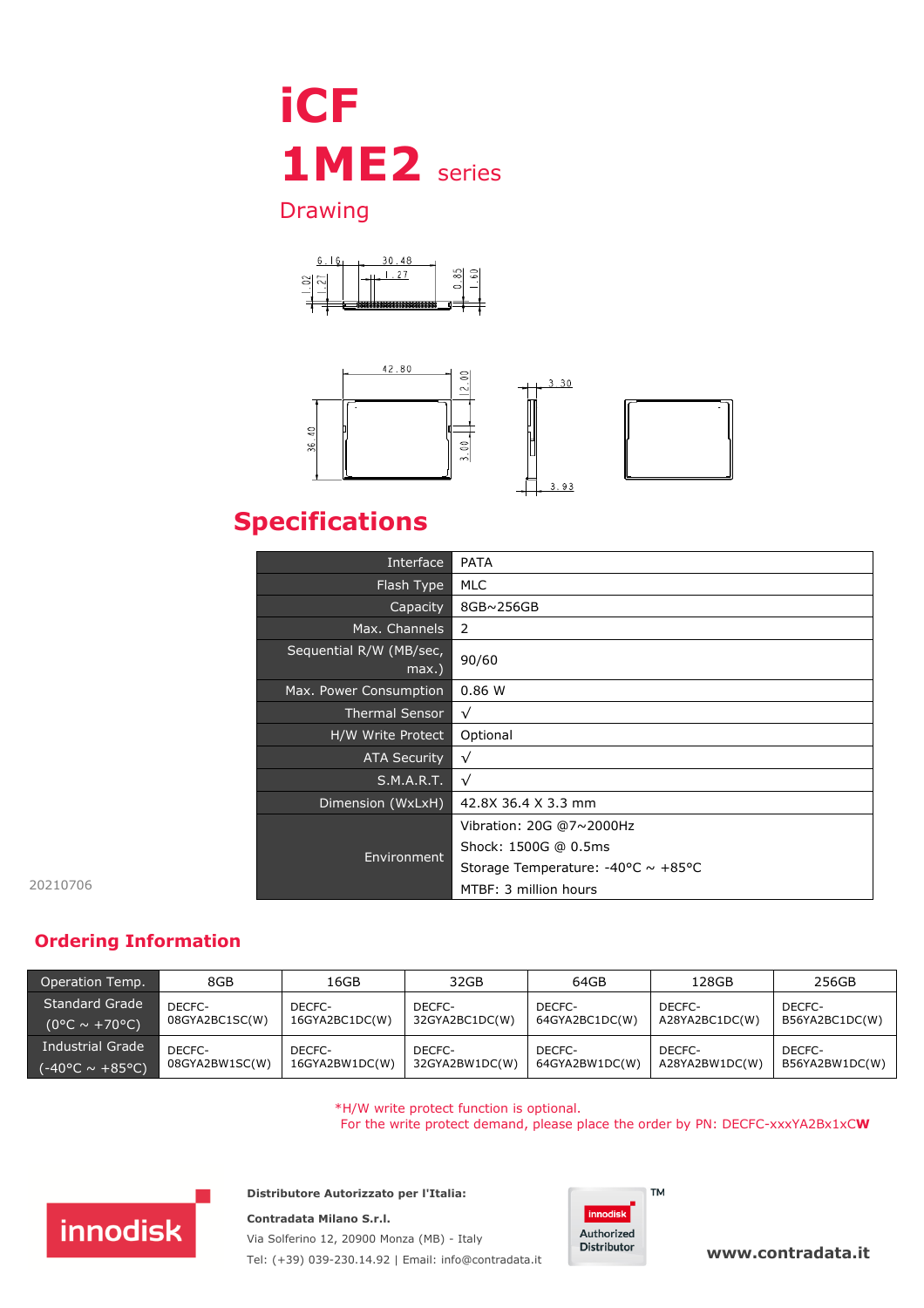# iCF

# 1ME2 series

## Drawing

6.16 30.48 1.27 1.02 1.27 0.85 1.60

42.80 12.00 36.40 3.00 3.30 3.93

## Specifications

| | |
|---|---|
| Interface | PATA |
| Flash Type | MLC |
| Capacity | 8GB~256GB |
| Max. Channels | 2 |
| Sequential R/W (MB/sec, max.) | 90/60 |
| Max. Power Consumption | 0.86 W |
| Thermal Sensor | √ |
| H/W Write Protect | Optional |
| ATA Security | √ |
| S.M.A.R.T. | √ |
| Dimension (WxLxH) | 42.8X 36.4 X 3.3 mm |
| Environment | Vibration: 20G @7~2000Hz<br>Shock: 1500G @ 0.5ms<br>Storage Temperature: -40°C ~ +85°C<br>MTBF: 3 million hours |

20210706

## Ordering Information

| Operation Temp. | 8GB | 16GB | 32GB | 64GB | 128GB | 256GB |
|---|---|---|---|---|---|---|
| Standard Grade (0°C ~ +70°C) | DECFC-08GYA2BC1SC(W) | DECFC-16GYA2BC1DC(W) | DECFC-32GYA2BC1DC(W) | DECFC-64GYA2BC1DC(W) | DECFC-A28YA2BC1DC(W) | DECFC-B56YA2BC1DC(W) |
| Industrial Grade (-40°C ~ +85°C) | DECFC-08GYA2BW1SC(W) | DECFC-16GYA2BW1DC(W) | DECFC-32GYA2BW1DC(W) | DECFC-64GYA2BW1DC(W) | DECFC-A28YA2BW1DC(W) | DECFC-B56YA2BW1DC(W) |

*H/W write protect function is optional.
For the write protect demand, please place the order by PN: DECFC-xxxYA2Bx1xC**W**

innodisk

**Distributore Autorizzato per l'Italia:**

**Contradata Milano S.r.l.**

Via Solferino 12, 20900 Monza (MB) - Italy

Tel: (+39) 039-230.14.92 | Email: info@contradata.it

innodisk Authorized Distributor TM

**www.contradata.it**